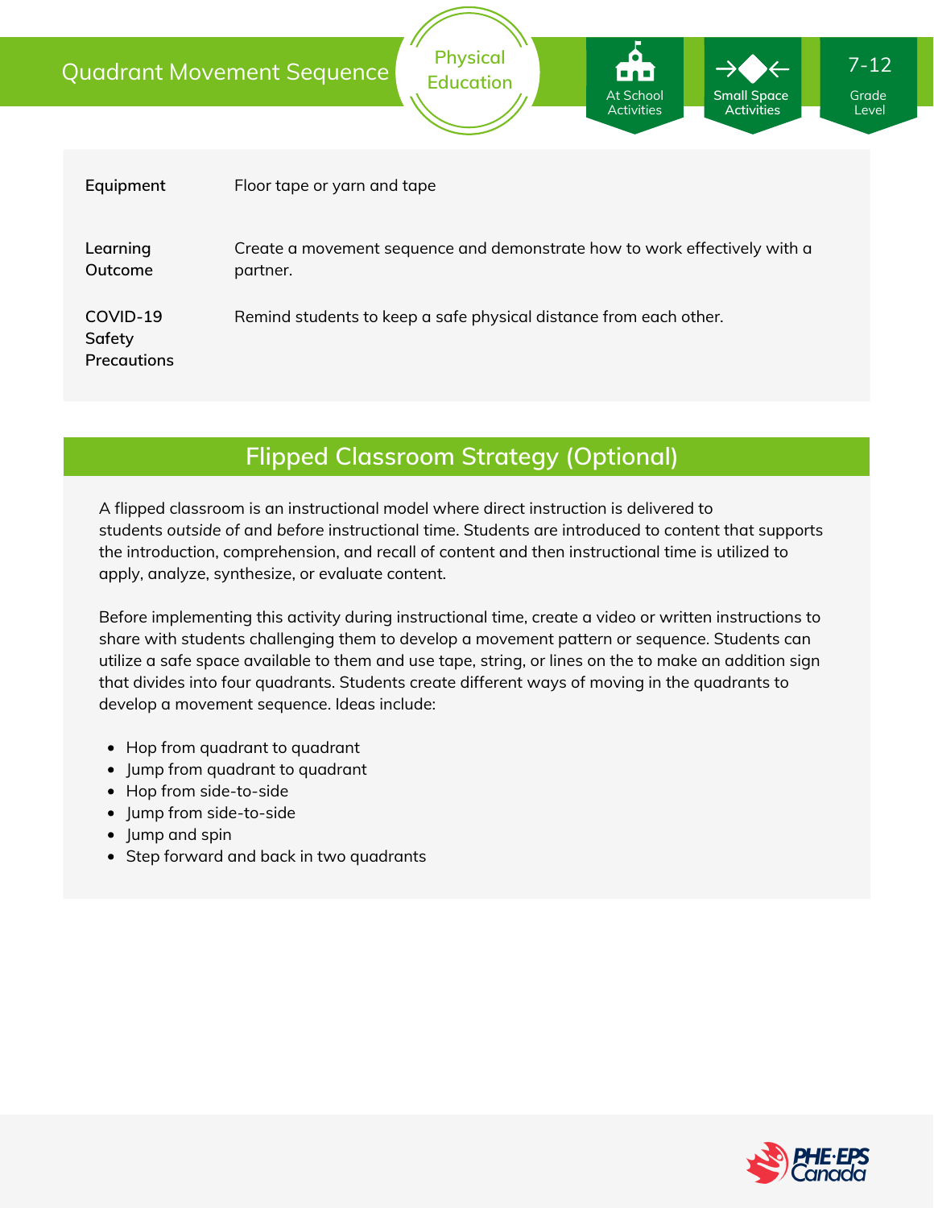# Quadrant Movement Sequence

Physical Education

At School Activities | Small Space Activities | 7-12 Grade Level

| | |
|---|---|
| **Equipment** | Floor tape or yarn and tape |
| **Learning Outcome** | Create a movement sequence and demonstrate how to work effectively with a partner. |
| **COVID-19 Safety Precautions** | Remind students to keep a safe physical distance from each other. |

## Flipped Classroom Strategy (Optional)

A flipped classroom is an instructional model where direct instruction is delivered to students *outside* of and *before* instructional time. Students are introduced to content that supports the introduction, comprehension, and recall of content and then instructional time is utilized to apply, analyze, synthesize, or evaluate content.

Before implementing this activity during instructional time, create a video or written instructions to share with students challenging them to develop a movement pattern or sequence. Students can utilize a safe space available to them and use tape, string, or lines on the to make an addition sign that divides into four quadrants. Students create different ways of moving in the quadrants to develop a movement sequence. Ideas include:

- Hop from quadrant to quadrant
- Jump from quadrant to quadrant
- Hop from side-to-side
- Jump from side-to-side
- Jump and spin
- Step forward and back in two quadrants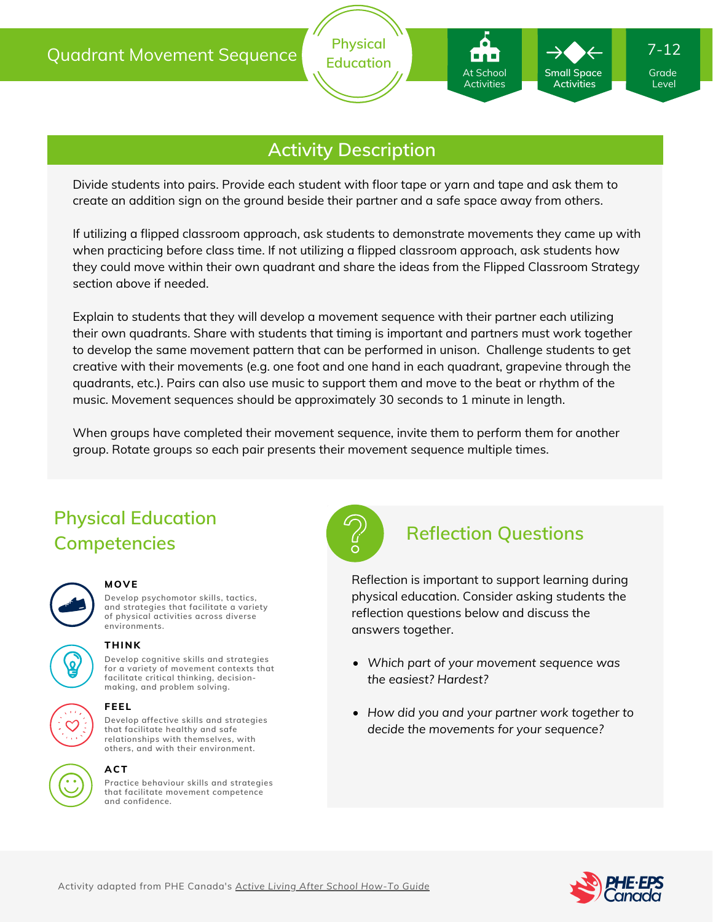Quadrant Movement Sequence

Physical Education

At School Activities | Small Space Activities | 7-12 Grade Level

## Activity Description

Divide students into pairs. Provide each student with floor tape or yarn and tape and ask them to create an addition sign on the ground beside their partner and a safe space away from others.

If utilizing a flipped classroom approach, ask students to demonstrate movements they came up with when practicing before class time. If not utilizing a flipped classroom approach, ask students how they could move within their own quadrant and share the ideas from the Flipped Classroom Strategy section above if needed.

Explain to students that they will develop a movement sequence with their partner each utilizing their own quadrants. Share with students that timing is important and partners must work together to develop the same movement pattern that can be performed in unison.  Challenge students to get creative with their movements (e.g. one foot and one hand in each quadrant, grapevine through the quadrants, etc.). Pairs can also use music to support them and move to the beat or rhythm of the music. Movement sequences should be approximately 30 seconds to 1 minute in length.

When groups have completed their movement sequence, invite them to perform them for another group. Rotate groups so each pair presents their movement sequence multiple times.

## Physical Education Competencies

**MOVE**
Develop psychomotor skills, tactics, and strategies that facilitate a variety of physical activities across diverse environments.

**THINK**
Develop cognitive skills and strategies for a variety of movement contexts that facilitate critical thinking, decision-making, and problem solving.

**FEEL**
Develop affective skills and strategies that facilitate healthy and safe relationships with themselves, with others, and with their environment.

**ACT**
Practice behaviour skills and strategies that facilitate movement competence and confidence.

## Reflection Questions

Reflection is important to support learning during physical education. Consider asking students the reflection questions below and discuss the answers together.

- *Which part of your movement sequence was the easiest? Hardest?*
- *How did you and your partner work together to decide the movements for your sequence?*

Activity adapted from PHE Canada's Active Living After School How-To Guide

PHE·EPS Canada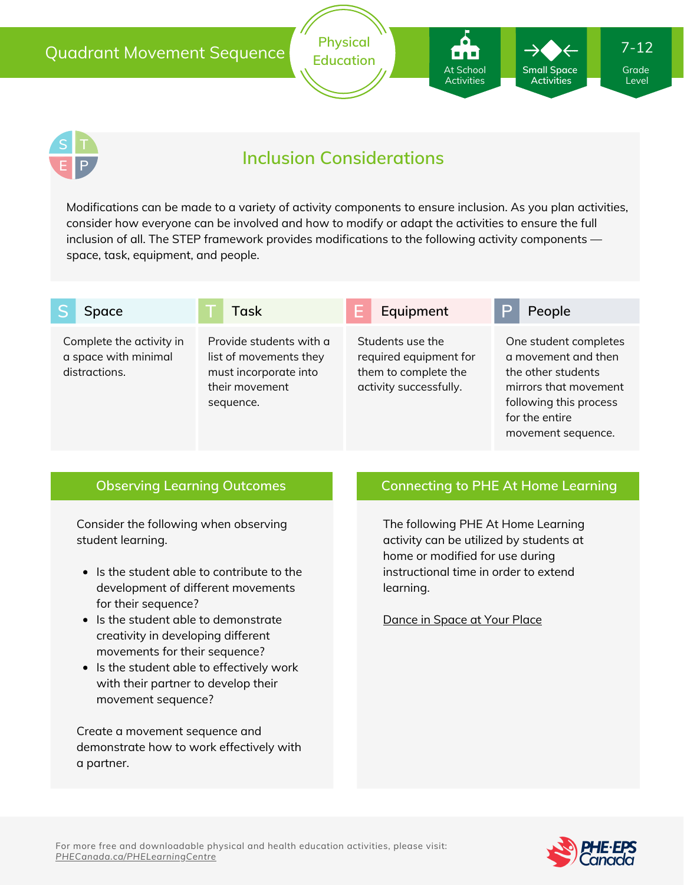## Inclusion Considerations

Modifications can be made to a variety of activity components to ensure inclusion. As you plan activities, consider how everyone can be involved and how to modify or adapt the activities to ensure the full inclusion of all. The STEP framework provides modifications to the following activity components — space, task, equipment, and people.

| S Space | T Task | E Equipment | P People |
| --- | --- | --- | --- |
| Complete the activity in a space with minimal distractions. | Provide students with a list of movements they must incorporate into their movement sequence. | Students use the required equipment for them to complete the activity successfully. | One student completes a movement and then the other students mirrors that movement following this process for the entire movement sequence. |

## Observing Learning Outcomes

Consider the following when observing student learning.

- Is the student able to contribute to the development of different movements for their sequence?
- Is the student able to demonstrate creativity in developing different movements for their sequence?
- Is the student able to effectively work with their partner to develop their movement sequence?

Create a movement sequence and demonstrate how to work effectively with a partner.

## Connecting to PHE At Home Learning

The following PHE At Home Learning activity can be utilized by students at home or modified for use during instructional time in order to extend learning.

Dance in Space at Your Place

For more free and downloadable physical and health education activities, please visit: PHECanada.ca/PHELearningCentre